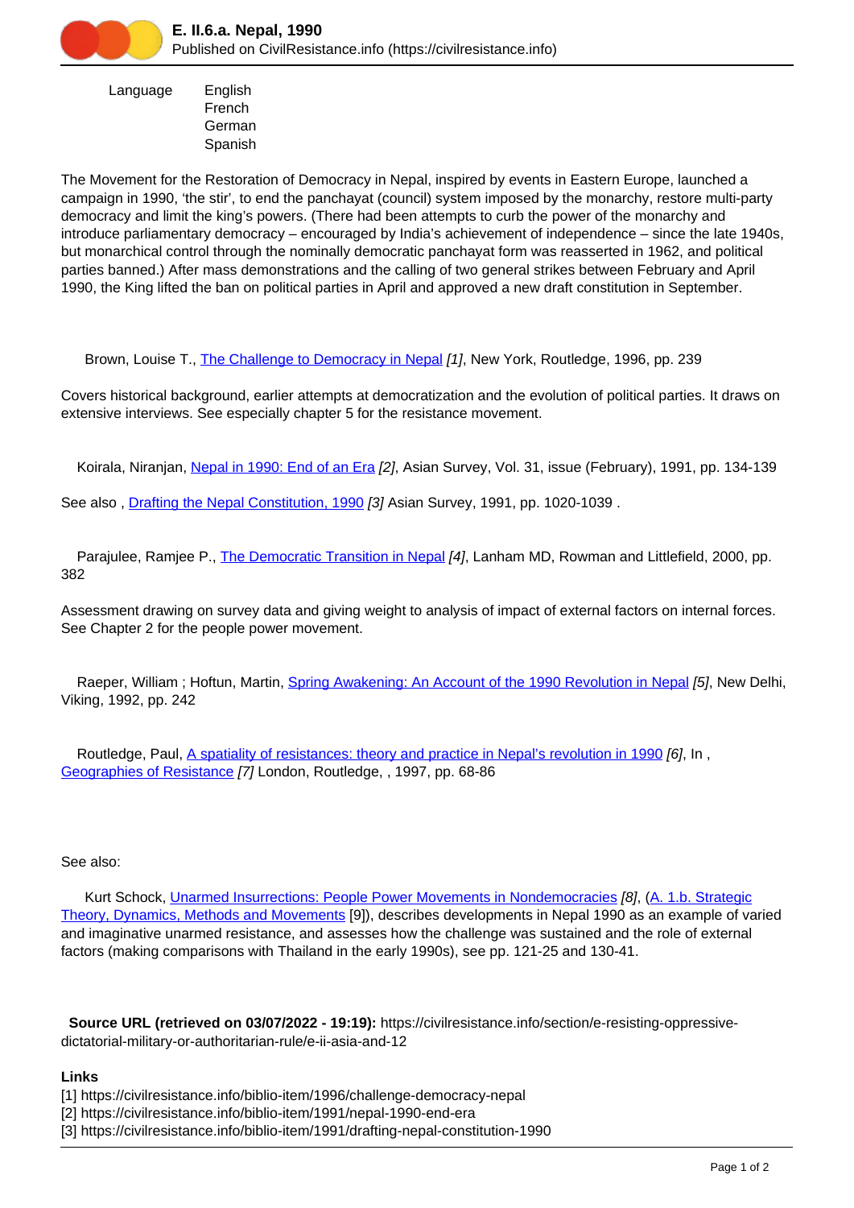# E. II.6.a. Nepal, 1990

Published on CivilResistance.info (https://civilresistance.info)

Language
English
French
German
Spanish

The Movement for the Restoration of Democracy in Nepal, inspired by events in Eastern Europe, launched a campaign in 1990, 'the stir', to end the panchayat (council) system imposed by the monarchy, restore multi-party democracy and limit the king's powers. (There had been attempts to curb the power of the monarchy and introduce parliamentary democracy – encouraged by India's achievement of independence – since the late 1940s, but monarchical control through the nominally democratic panchayat form was reasserted in 1962, and political parties banned.) After mass demonstrations and the calling of two general strikes between February and April 1990, the King lifted the ban on political parties in April and approved a new draft constitution in September.

Brown, Louise T., The Challenge to Democracy in Nepal [1], New York, Routledge, 1996, pp. 239

Covers historical background, earlier attempts at democratization and the evolution of political parties. It draws on extensive interviews. See especially chapter 5 for the resistance movement.

Koirala, Niranjan, Nepal in 1990: End of an Era [2], Asian Survey, Vol. 31, issue (February), 1991, pp. 134-139

See also , Drafting the Nepal Constitution, 1990 [3] Asian Survey, 1991, pp. 1020-1039 .

Parajulee, Ramjee P., The Democratic Transition in Nepal [4], Lanham MD, Rowman and Littlefield, 2000, pp. 382

Assessment drawing on survey data and giving weight to analysis of impact of external factors on internal forces. See Chapter 2 for the people power movement.

Raeper, William ; Hoftun, Martin, Spring Awakening: An Account of the 1990 Revolution in Nepal [5], New Delhi, Viking, 1992, pp. 242

Routledge, Paul, A spatiality of resistances: theory and practice in Nepal's revolution in 1990 [6], In , Geographies of Resistance [7] London, Routledge, , 1997, pp. 68-86

See also:

Kurt Schock, Unarmed Insurrections: People Power Movements in Nondemocracies [8], (A. 1.b. Strategic Theory, Dynamics, Methods and Movements [9]), describes developments in Nepal 1990 as an example of varied and imaginative unarmed resistance, and assesses how the challenge was sustained and the role of external factors (making comparisons with Thailand in the early 1990s), see pp. 121-25 and 130-41.

**Source URL (retrieved on 03/07/2022 - 19:19):** https://civilresistance.info/section/e-resisting-oppressive-dictatorial-military-or-authoritarian-rule/e-ii-asia-and-12

**Links**
[1] https://civilresistance.info/biblio-item/1996/challenge-democracy-nepal
[2] https://civilresistance.info/biblio-item/1991/nepal-1990-end-era
[3] https://civilresistance.info/biblio-item/1991/drafting-nepal-constitution-1990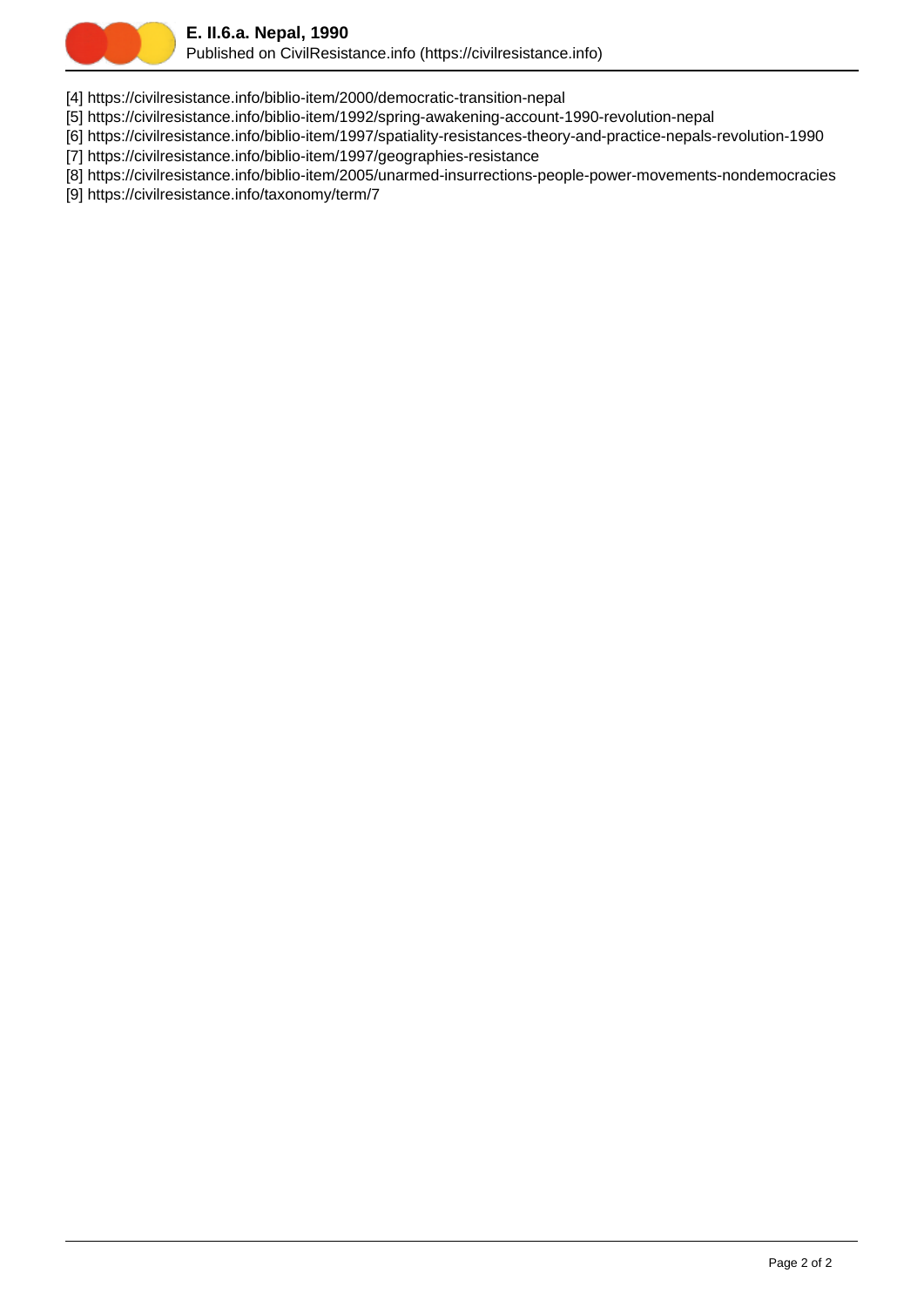[4] https://civilresistance.info/biblio-item/2000/democratic-transition-nepal
[5] https://civilresistance.info/biblio-item/1992/spring-awakening-account-1990-revolution-nepal
[6] https://civilresistance.info/biblio-item/1997/spatiality-resistances-theory-and-practice-nepals-revolution-1990
[7] https://civilresistance.info/biblio-item/1997/geographies-resistance
[8] https://civilresistance.info/biblio-item/2005/unarmed-insurrections-people-power-movements-nondemocracies
[9] https://civilresistance.info/taxonomy/term/7